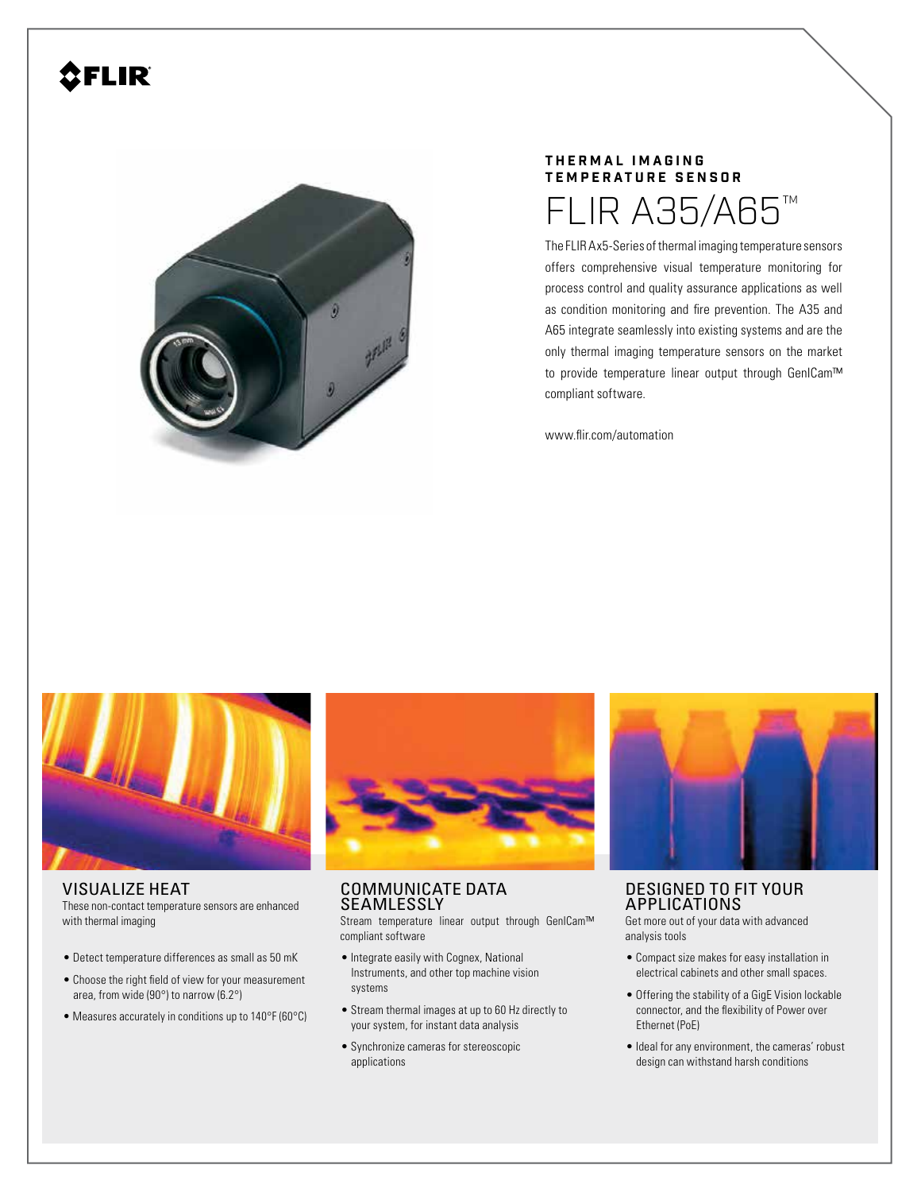FLIR

**THERMAL IMAGING TEMPERATURE SENSOR**

# FLIR A35/A65™

The FLIR Ax5-Series of thermal imaging temperature sensors offers comprehensive visual temperature monitoring for process control and quality assurance applications as well as condition monitoring and fire prevention. The A35 and A65 integrate seamlessly into existing systems and are the only thermal imaging temperature sensors on the market to provide temperature linear output through GenICam™ compliant software.

www.flir.com/automation

## VISUALIZE HEAT

These non-contact temperature sensors are enhanced with thermal imaging

- Detect temperature differences as small as 50 mK
- Choose the right field of view for your measurement area, from wide (90°) to narrow (6.2°)
- Measures accurately in conditions up to 140°F (60°C)

## COMMUNICATE DATA SEAMLESSLY

Stream temperature linear output through GenICam™ compliant software

- Integrate easily with Cognex, National Instruments, and other top machine vision systems
- Stream thermal images at up to 60 Hz directly to your system, for instant data analysis
- Synchronize cameras for stereoscopic applications

## DESIGNED TO FIT YOUR APPLICATIONS

Get more out of your data with advanced analysis tools

- Compact size makes for easy installation in electrical cabinets and other small spaces.
- Offering the stability of a GigE Vision lockable connector, and the flexibility of Power over Ethernet (PoE)
- Ideal for any environment, the cameras' robust design can withstand harsh conditions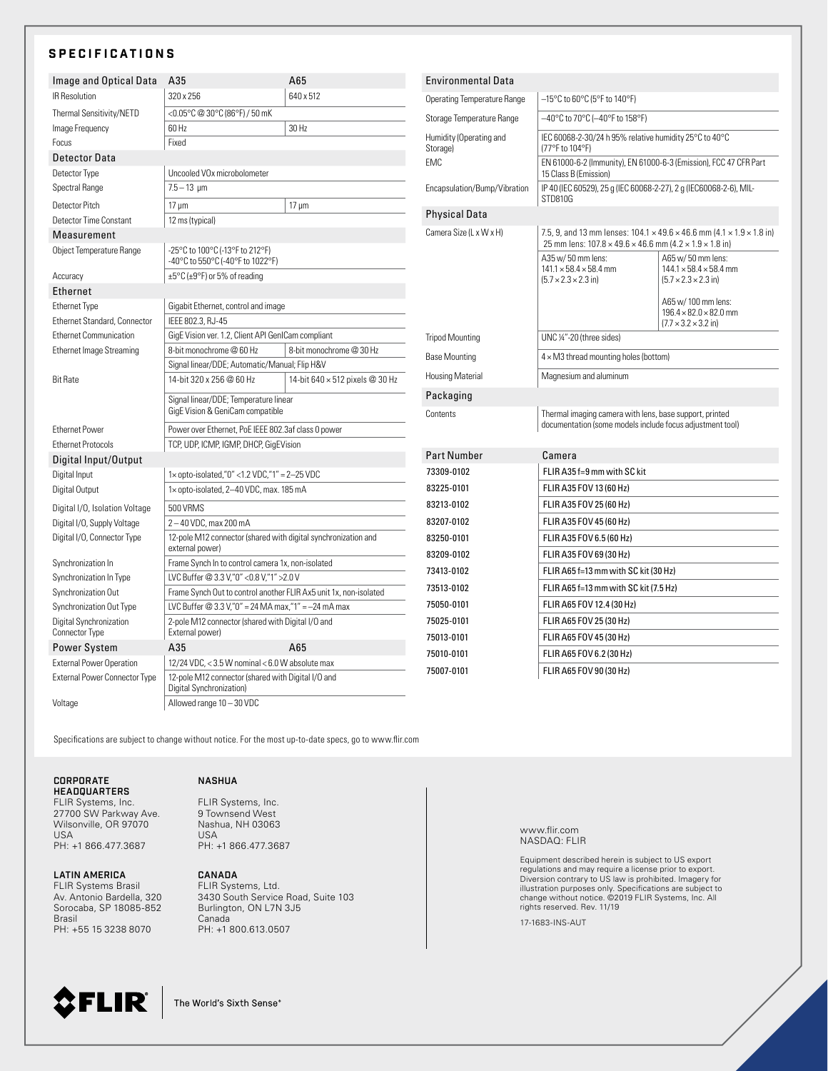# SPECIFICATIONS

| Image and Optical Data | A35 | A65 |
|---|---|---|
| IR Resolution | 320 x 256 | 640 x 512 |
| Thermal Sensitivity/NETD | <0.05°C @ 30°C (86°F) / 50 mK | |
| Image Frequency | 60 Hz | 30 Hz |
| Focus | Fixed | |
| **Detector Data** | | |
| Detector Type | Uncooled VOx microbolometer | |
| Spectral Range | 7.5 – 13 µm | |
| Detector Pitch | 17 µm | 17 µm |
| Detector Time Constant | 12 ms (typical) | |
| **Measurement** | | |
| Object Temperature Range | -25°C to 100°C (-13°F to 212°F) -40°C to 550°C (-40°F to 1022°F) | |
| Accuracy | ±5°C (±9°F) or 5% of reading | |
| **Ethernet** | | |
| Ethernet Type | Gigabit Ethernet, control and image | |
| Ethernet Standard, Connector | IEEE 802.3, RJ-45 | |
| Ethernet Communication | GigE Vision ver. 1.2, Client API GenICam compliant | |
| Ethernet Image Streaming | 8-bit monochrome @ 60 Hz | 8-bit monochrome @ 30 Hz |
| | Signal linear/DDE; Automatic/Manual; Flip H&V | |
| Bit Rate | 14-bit 320 x 256 @ 60 Hz | 14-bit 640 x 512 pixels @ 30 Hz |
| | Signal linear/DDE; Temperature linear GigE Vision & GeniCam compatible | |
| Ethernet Power | Power over Ethernet, PoE IEEE 802.3af class 0 power | |
| Ethernet Protocols | TCP, UDP, ICMP, IGMP, DHCP, GigEVision | |
| **Digital Input/Output** | | |
| Digital Input | 1× opto-isolated,"0" <1.2 VDC,"1" = 2–25 VDC | |
| Digital Output | 1× opto-isolated, 2–40 VDC, max. 185 mA | |
| Digital I/O, Isolation Voltage | 500 VRMS | |
| Digital I/O, Supply Voltage | 2 – 40 VDC, max 200 mA | |
| Digital I/O, Connector Type | 12-pole M12 connector (shared with digital synchronization and external power) | |
| Synchronization In | Frame Synch In to control camera 1x, non-isolated | |
| Synchronization In Type | LVC Buffer @ 3.3 V,"0" <0.8 V,"1" >2.0 V | |
| Synchronization Out | Frame Synch Out to control another FLIR Ax5 unit 1x, non-isolated | |
| Synchronization Out Type | LVC Buffer @ 3.3 V,"0" = 24 MA max,"1" = –24 mA max | |
| Digital Synchronization Connector Type | 2-pole M12 connector (shared with Digital I/O and External power) | |
| **Power System** | **A35** | **A65** |
| External Power Operation | 12/24 VDC, < 3.5 W nominal < 6.0 W absolute max | |
| External Power Connector Type | 12-pole M12 connector (shared with Digital I/O and Digital Synchronization) | |
| Voltage | Allowed range 10 – 30 VDC | |

| Environmental Data | | |
|---|---|---|
| Operating Temperature Range | –15°C to 60°C (5°F to 140°F) | |
| Storage Temperature Range | –40°C to 70°C (–40°F to 158°F) | |
| Humidity (Operating and Storage) | IEC 60068-2-30/24 h 95% relative humidity 25°C to 40°C (77°F to 104°F) | |
| EMC | EN 61000-6-2 (Immunity), EN 61000-6-3 (Emission), FCC 47 CFR Part 15 Class B (Emission) | |
| Encapsulation/Bump/Vibration | IP 40 (IEC 60529), 25 g (IEC 60068-2-27), 2 g (IEC60068-2-6), MIL-STD810G | |
| **Physical Data** | | |
| Camera Size (L x W x H) | 7.5, 9, and 13 mm lenses: 104.1 × 49.6 × 46.6 mm (4.1 × 1.9 × 1.8 in) 25 mm lens: 107.8 × 49.6 × 46.6 mm (4.2 × 1.9 × 1.8 in) | |
| | A35 w/ 50 mm lens: 141.1 × 58.4 × 58.4 mm (5.7 × 2.3 × 2.3 in) | A65 w/ 50 mm lens: 144.1 × 58.4 × 58.4 mm (5.7 × 2.3 × 2.3 in) |
| | | A65 w/ 100 mm lens: 196.4 × 82.0 × 82.0 mm (7.7 × 3.2 × 3.2 in) |
| Tripod Mounting | UNC ¼"-20 (three sides) | |
| Base Mounting | 4 × M3 thread mounting holes (bottom) | |
| Housing Material | Magnesium and aluminum | |
| **Packaging** | | |
| Contents | Thermal imaging camera with lens, base support, printed documentation (some models include focus adjustment tool) | |

| Part Number | Camera |
|---|---|
| 73309-0102 | FLIR A35 f=9 mm with SC kit |
| 83225-0101 | FLIR A35 FOV 13 (60 Hz) |
| 83213-0102 | FLIR A35 FOV 25 (60 Hz) |
| 83207-0102 | FLIR A35 FOV 45 (60 Hz) |
| 83250-0101 | FLIR A35 FOV 6.5 (60 Hz) |
| 83209-0102 | FLIR A35 FOV 69 (30 Hz) |
| 73413-0102 | FLIR A65 f=13 mm with SC kit (30 Hz) |
| 73513-0102 | FLIR A65 f=13 mm with SC kit (7.5 Hz) |
| 75050-0101 | FLIR A65 FOV 12.4 (30 Hz) |
| 75025-0101 | FLIR A65 FOV 25 (30 Hz) |
| 75013-0101 | FLIR A65 FOV 45 (30 Hz) |
| 75010-0101 | FLIR A65 FOV 6.2 (30 Hz) |
| 75007-0101 | FLIR A65 FOV 90 (30 Hz) |

Specifications are subject to change without notice. For the most up-to-date specs, go to www.flir.com

**CORPORATE HEADQUARTERS**
FLIR Systems, Inc.
27700 SW Parkway Ave.
Wilsonville, OR 97070
USA
PH: +1 866.477.3687

**NASHUA**
FLIR Systems, Inc.
9 Townsend West
Nashua, NH 03063
USA
PH: +1 866.477.3687

**LATIN AMERICA**
FLIR Systems Brasil
Av. Antonio Bardella, 320
Sorocaba, SP 18085-852
Brasil
PH: +55 15 3238 8070

**CANADA**
FLIR Systems, Ltd.
3430 South Service Road, Suite 103
Burlington, ON L7N 3J5
Canada
PH: +1 800.613.0507

www.flir.com
NASDAQ: FLIR

Equipment described herein is subject to US export regulations and may require a license prior to export. Diversion contrary to US law is prohibited. Imagery for illustration purposes only. Specifications are subject to change without notice. ©2019 FLIR Systems, Inc. All rights reserved. Rev. 11/19

17-1683-INS-AUT

FLIR | The World's Sixth Sense®